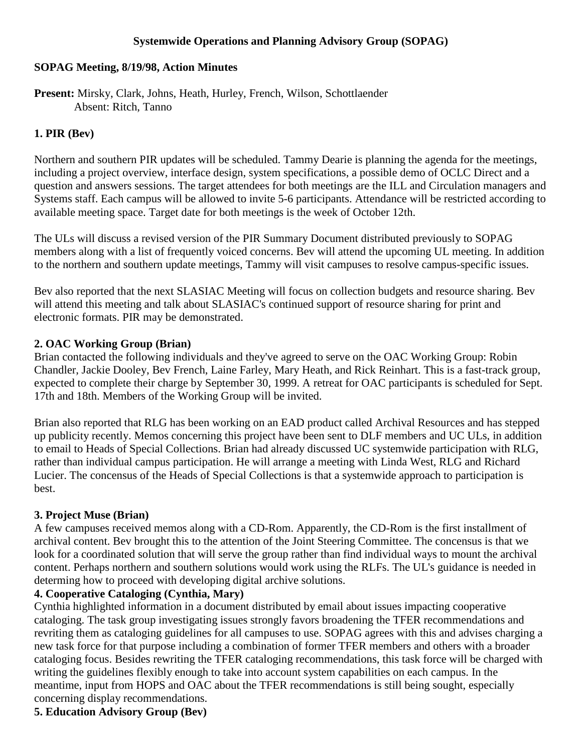**Systemwide Operations and Planning Advisory Group (SOPAG)**

**SOPAG Meeting, 8/19/98, Action Minutes**

**Present:** Mirsky, Clark, Johns, Heath, Hurley, French, Wilson, Schottlaender
Absent: Ritch, Tanno

### 1. PIR (Bev)

Northern and southern PIR updates will be scheduled. Tammy Dearie is planning the agenda for the meetings, including a project overview, interface design, system specifications, a possible demo of OCLC Direct and a question and answers sessions. The target attendees for both meetings are the ILL and Circulation managers and Systems staff. Each campus will be allowed to invite 5-6 participants. Attendance will be restricted according to available meeting space. Target date for both meetings is the week of October 12th.

The ULs will discuss a revised version of the PIR Summary Document distributed previously to SOPAG members along with a list of frequently voiced concerns. Bev will attend the upcoming UL meeting. In addition to the northern and southern update meetings, Tammy will visit campuses to resolve campus-specific issues.

Bev also reported that the next SLASIAC Meeting will focus on collection budgets and resource sharing. Bev will attend this meeting and talk about SLASIAC's continued support of resource sharing for print and electronic formats. PIR may be demonstrated.

### 2. OAC Working Group (Brian)

Brian contacted the following individuals and they've agreed to serve on the OAC Working Group: Robin Chandler, Jackie Dooley, Bev French, Laine Farley, Mary Heath, and Rick Reinhart. This is a fast-track group, expected to complete their charge by September 30, 1999. A retreat for OAC participants is scheduled for Sept. 17th and 18th. Members of the Working Group will be invited.

Brian also reported that RLG has been working on an EAD product called Archival Resources and has stepped up publicity recently. Memos concerning this project have been sent to DLF members and UC ULs, in addition to email to Heads of Special Collections. Brian had already discussed UC systemwide participation with RLG, rather than individual campus participation. He will arrange a meeting with Linda West, RLG and Richard Lucier. The concensus of the Heads of Special Collections is that a systemwide approach to participation is best.

### 3. Project Muse (Brian)

A few campuses received memos along with a CD-Rom. Apparently, the CD-Rom is the first installment of archival content. Bev brought this to the attention of the Joint Steering Committee. The concensus is that we look for a coordinated solution that will serve the group rather than find individual ways to mount the archival content. Perhaps northern and southern solutions would work using the RLFs. The UL's guidance is needed in determining how to proceed with developing digital archive solutions.

### 4. Cooperative Cataloging (Cynthia, Mary)

Cynthia highlighted information in a document distributed by email about issues impacting cooperative cataloging. The task group investigating issues strongly favors broadening the TFER recommendations and revriting them as cataloging guidelines for all campuses to use. SOPAG agrees with this and advises charging a new task force for that purpose including a combination of former TFER members and others with a broader cataloging focus. Besides rewriting the TFER cataloging recommendations, this task force will be charged with writing the guidelines flexibly enough to take into account system capabilities on each campus. In the meantime, input from HOPS and OAC about the TFER recommendations is still being sought, especially concerning display recommendations.

### 5. Education Advisory Group (Bev)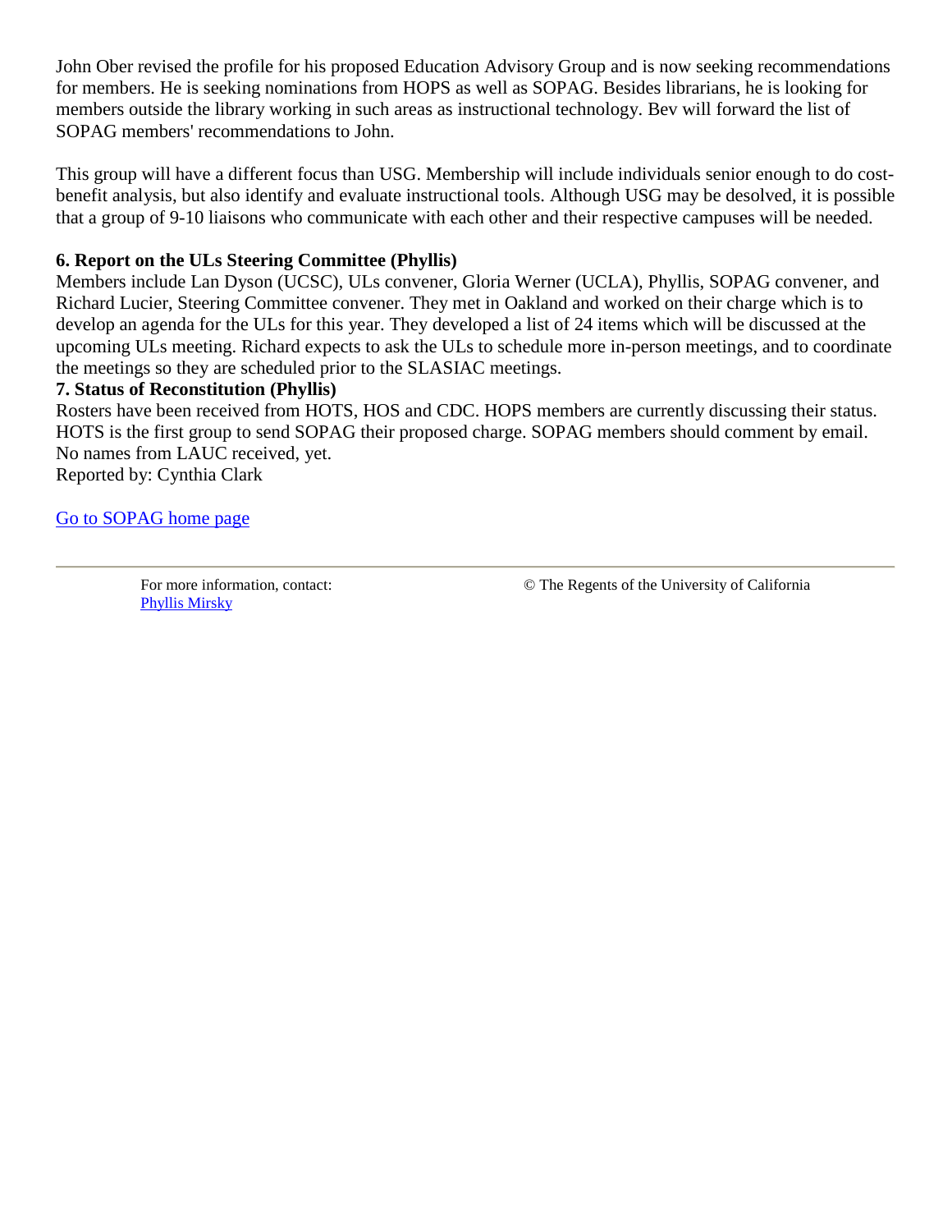John Ober revised the profile for his proposed Education Advisory Group and is now seeking recommendations for members. He is seeking nominations from HOPS as well as SOPAG. Besides librarians, he is looking for members outside the library working in such areas as instructional technology. Bev will forward the list of SOPAG members' recommendations to John.

This group will have a different focus than USG. Membership will include individuals senior enough to do cost-benefit analysis, but also identify and evaluate instructional tools. Although USG may be desolved, it is possible that a group of 9-10 liaisons who communicate with each other and their respective campuses will be needed.

**6. Report on the ULs Steering Committee (Phyllis)**
Members include Lan Dyson (UCSC), ULs convener, Gloria Werner (UCLA), Phyllis, SOPAG convener, and Richard Lucier, Steering Committee convener. They met in Oakland and worked on their charge which is to develop an agenda for the ULs for this year. They developed a list of 24 items which will be discussed at the upcoming ULs meeting. Richard expects to ask the ULs to schedule more in-person meetings, and to coordinate the meetings so they are scheduled prior to the SLASIAC meetings.

**7. Status of Reconstitution (Phyllis)**
Rosters have been received from HOTS, HOS and CDC. HOPS members are currently discussing their status. HOTS is the first group to send SOPAG their proposed charge. SOPAG members should comment by email. No names from LAUC received, yet.
Reported by: Cynthia Clark

[Go to SOPAG home page]

---

For more information, contact:
[Phyllis Mirsky]

© The Regents of the University of California